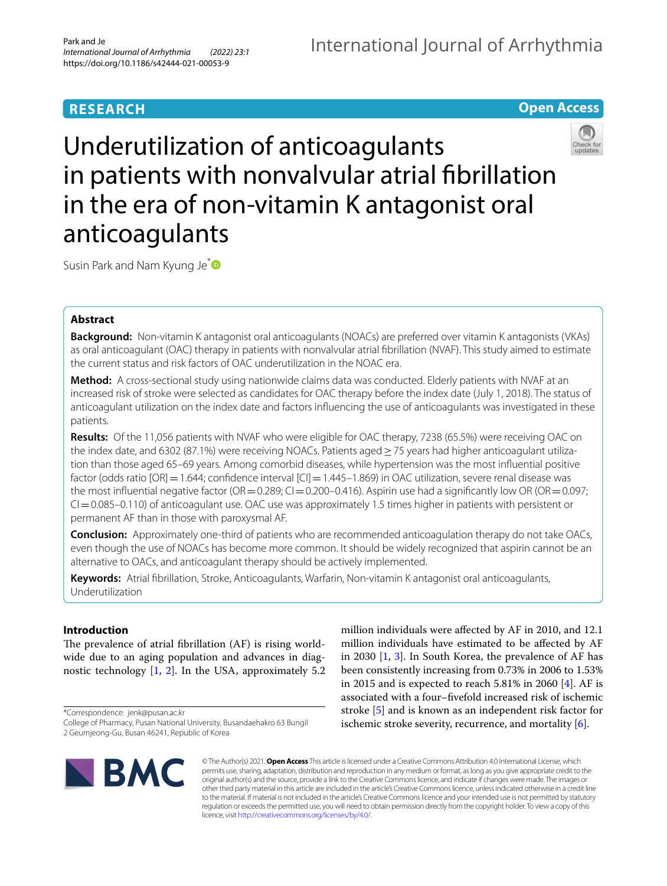RESEARCH

Open Access

# Underutilization of anticoagulants in patients with nonvalvular atrial fibrillation in the era of non-vitamin K antagonist oral anticoagulants

Susin Park and Nam Kyung Je*

## Abstract

**Background:** Non-vitamin K antagonist oral anticoagulants (NOACs) are preferred over vitamin K antagonists (VKAs) as oral anticoagulant (OAC) therapy in patients with nonvalvular atrial fibrillation (NVAF). This study aimed to estimate the current status and risk factors of OAC underutilization in the NOAC era.

**Method:** A cross-sectional study using nationwide claims data was conducted. Elderly patients with NVAF at an increased risk of stroke were selected as candidates for OAC therapy before the index date (July 1, 2018). The status of anticoagulant utilization on the index date and factors influencing the use of anticoagulants was investigated in these patients.

**Results:** Of the 11,056 patients with NVAF who were eligible for OAC therapy, 7238 (65.5%) were receiving OAC on the index date, and 6302 (87.1%) were receiving NOACs. Patients aged ≥ 75 years had higher anticoagulant utilization than those aged 65–69 years. Among comorbid diseases, while hypertension was the most influential positive factor (odds ratio [OR] = 1.644; confidence interval [CI] = 1.445–1.869) in OAC utilization, severe renal disease was the most influential negative factor (OR = 0.289; CI = 0.200–0.416). Aspirin use had a significantly low OR (OR = 0.097; CI = 0.085–0.110) of anticoagulant use. OAC use was approximately 1.5 times higher in patients with persistent or permanent AF than in those with paroxysmal AF.

**Conclusion:** Approximately one-third of patients who are recommended anticoagulation therapy do not take OACs, even though the use of NOACs has become more common. It should be widely recognized that aspirin cannot be an alternative to OACs, and anticoagulant therapy should be actively implemented.

**Keywords:** Atrial fibrillation, Stroke, Anticoagulants, Warfarin, Non-vitamin K antagonist oral anticoagulants, Underutilization

## Introduction

The prevalence of atrial fibrillation (AF) is rising worldwide due to an aging population and advances in diagnostic technology [1, 2]. In the USA, approximately 5.2 million individuals were affected by AF in 2010, and 12.1 million individuals have estimated to be affected by AF in 2030 [1, 3]. In South Korea, the prevalence of AF has been consistently increasing from 0.73% in 2006 to 1.53% in 2015 and is expected to reach 5.81% in 2060 [4]. AF is associated with a four–fivefold increased risk of ischemic stroke [5] and is known as an independent risk factor for ischemic stroke severity, recurrence, and mortality [6].

*Correspondence: jenk@pusan.ac.kr
College of Pharmacy, Pusan National University, Busandaehakro 63 Bungil 2 Geumjeong-Gu, Busan 46241, Republic of Korea

© The Author(s) 2021. **Open Access** This article is licensed under a Creative Commons Attribution 4.0 International License, which permits use, sharing, adaptation, distribution and reproduction in any medium or format, as long as you give appropriate credit to the original author(s) and the source, provide a link to the Creative Commons licence, and indicate if changes were made. The images or other third party material in this article are included in the article's Creative Commons licence, unless indicated otherwise in a credit line to the material. If material is not included in the article's Creative Commons licence and your intended use is not permitted by statutory regulation or exceeds the permitted use, you will need to obtain permission directly from the copyright holder. To view a copy of this licence, visit http://creativecommons.org/licenses/by/4.0/.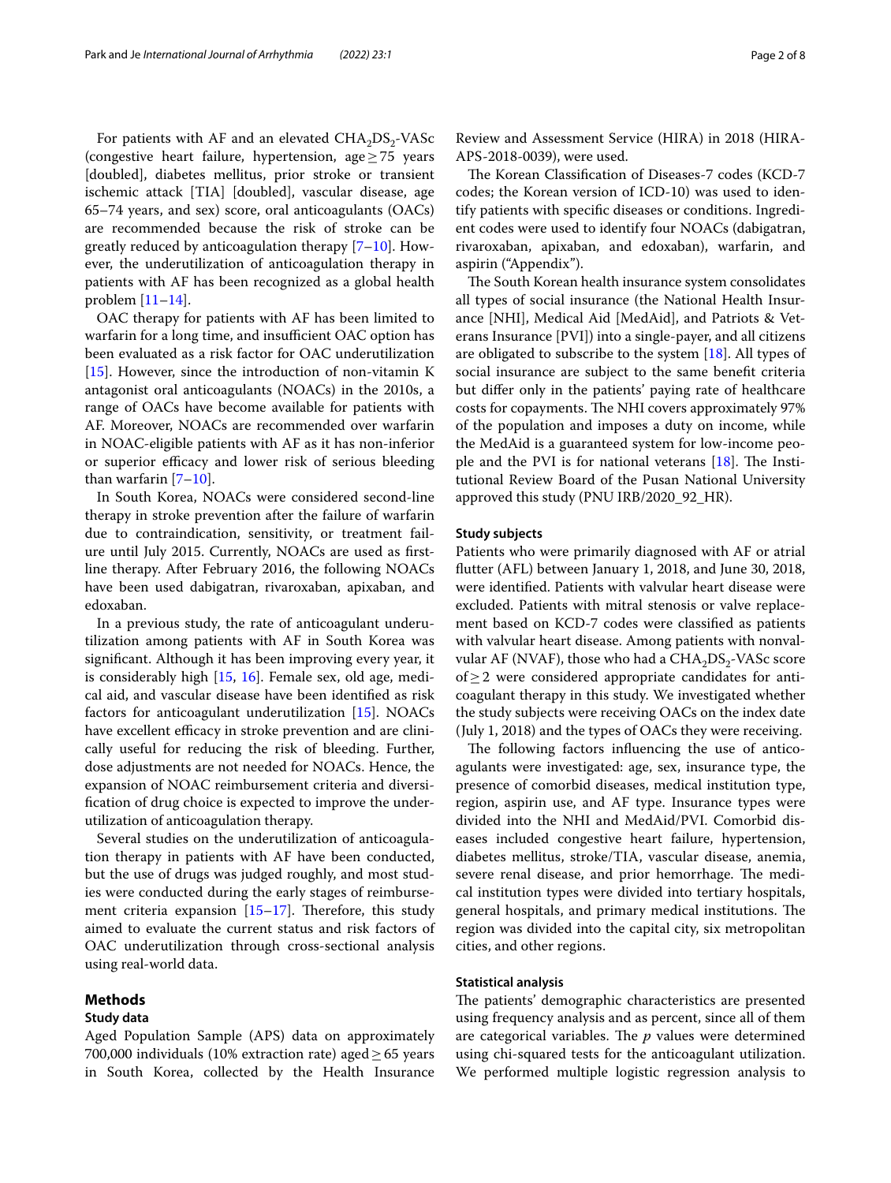For patients with AF and an elevated $CHA_2DS_2$-VASc (congestive heart failure, hypertension, age $\geq$ 75 years [doubled], diabetes mellitus, prior stroke or transient ischemic attack [TIA] [doubled], vascular disease, age 65–74 years, and sex) score, oral anticoagulants (OACs) are recommended because the risk of stroke can be greatly reduced by anticoagulation therapy [7–10]. However, the underutilization of anticoagulation therapy in patients with AF has been recognized as a global health problem [11–14].

OAC therapy for patients with AF has been limited to warfarin for a long time, and insufficient OAC option has been evaluated as a risk factor for OAC underutilization [15]. However, since the introduction of non-vitamin K antagonist oral anticoagulants (NOACs) in the 2010s, a range of OACs have become available for patients with AF. Moreover, NOACs are recommended over warfarin in NOAC-eligible patients with AF as it has non-inferior or superior efficacy and lower risk of serious bleeding than warfarin [7–10].

In South Korea, NOACs were considered second-line therapy in stroke prevention after the failure of warfarin due to contraindication, sensitivity, or treatment failure until July 2015. Currently, NOACs are used as first-line therapy. After February 2016, the following NOACs have been used dabigatran, rivaroxaban, apixaban, and edoxaban.

In a previous study, the rate of anticoagulant underutilization among patients with AF in South Korea was significant. Although it has been improving every year, it is considerably high [15, 16]. Female sex, old age, medical aid, and vascular disease have been identified as risk factors for anticoagulant underutilization [15]. NOACs have excellent efficacy in stroke prevention and are clinically useful for reducing the risk of bleeding. Further, dose adjustments are not needed for NOACs. Hence, the expansion of NOAC reimbursement criteria and diversification of drug choice is expected to improve the underutilization of anticoagulation therapy.

Several studies on the underutilization of anticoagulation therapy in patients with AF have been conducted, but the use of drugs was judged roughly, and most studies were conducted during the early stages of reimbursement criteria expansion [15–17]. Therefore, this study aimed to evaluate the current status and risk factors of OAC underutilization through cross-sectional analysis using real-world data.

## Methods

### Study data

Aged Population Sample (APS) data on approximately 700,000 individuals (10% extraction rate) aged $\geq$ 65 years in South Korea, collected by the Health Insurance Review and Assessment Service (HIRA) in 2018 (HIRA-APS-2018-0039), were used.

The Korean Classification of Diseases-7 codes (KCD-7 codes; the Korean version of ICD-10) was used to identify patients with specific diseases or conditions. Ingredient codes were used to identify four NOACs (dabigatran, rivaroxaban, apixaban, and edoxaban), warfarin, and aspirin ("Appendix").

The South Korean health insurance system consolidates all types of social insurance (the National Health Insurance [NHI], Medical Aid [MedAid], and Patriots & Veterans Insurance [PVI]) into a single-payer, and all citizens are obligated to subscribe to the system [18]. All types of social insurance are subject to the same benefit criteria but differ only in the patients' paying rate of healthcare costs for copayments. The NHI covers approximately 97% of the population and imposes a duty on income, while the MedAid is a guaranteed system for low-income people and the PVI is for national veterans [18]. The Institutional Review Board of the Pusan National University approved this study (PNU IRB/2020_92_HR).

### Study subjects

Patients who were primarily diagnosed with AF or atrial flutter (AFL) between January 1, 2018, and June 30, 2018, were identified. Patients with valvular heart disease were excluded. Patients with mitral stenosis or valve replacement based on KCD-7 codes were classified as patients with valvular heart disease. Among patients with nonvalvular AF (NVAF), those who had a $CHA_2DS_2$-VASc score of $\geq$ 2 were considered appropriate candidates for anticoagulant therapy in this study. We investigated whether the study subjects were receiving OACs on the index date (July 1, 2018) and the types of OACs they were receiving.

The following factors influencing the use of anticoagulants were investigated: age, sex, insurance type, the presence of comorbid diseases, medical institution type, region, aspirin use, and AF type. Insurance types were divided into the NHI and MedAid/PVI. Comorbid diseases included congestive heart failure, hypertension, diabetes mellitus, stroke/TIA, vascular disease, anemia, severe renal disease, and prior hemorrhage. The medical institution types were divided into tertiary hospitals, general hospitals, and primary medical institutions. The region was divided into the capital city, six metropolitan cities, and other regions.

### Statistical analysis

The patients' demographic characteristics are presented using frequency analysis and as percent, since all of them are categorical variables. The $p$ values were determined using chi-squared tests for the anticoagulant utilization. We performed multiple logistic regression analysis to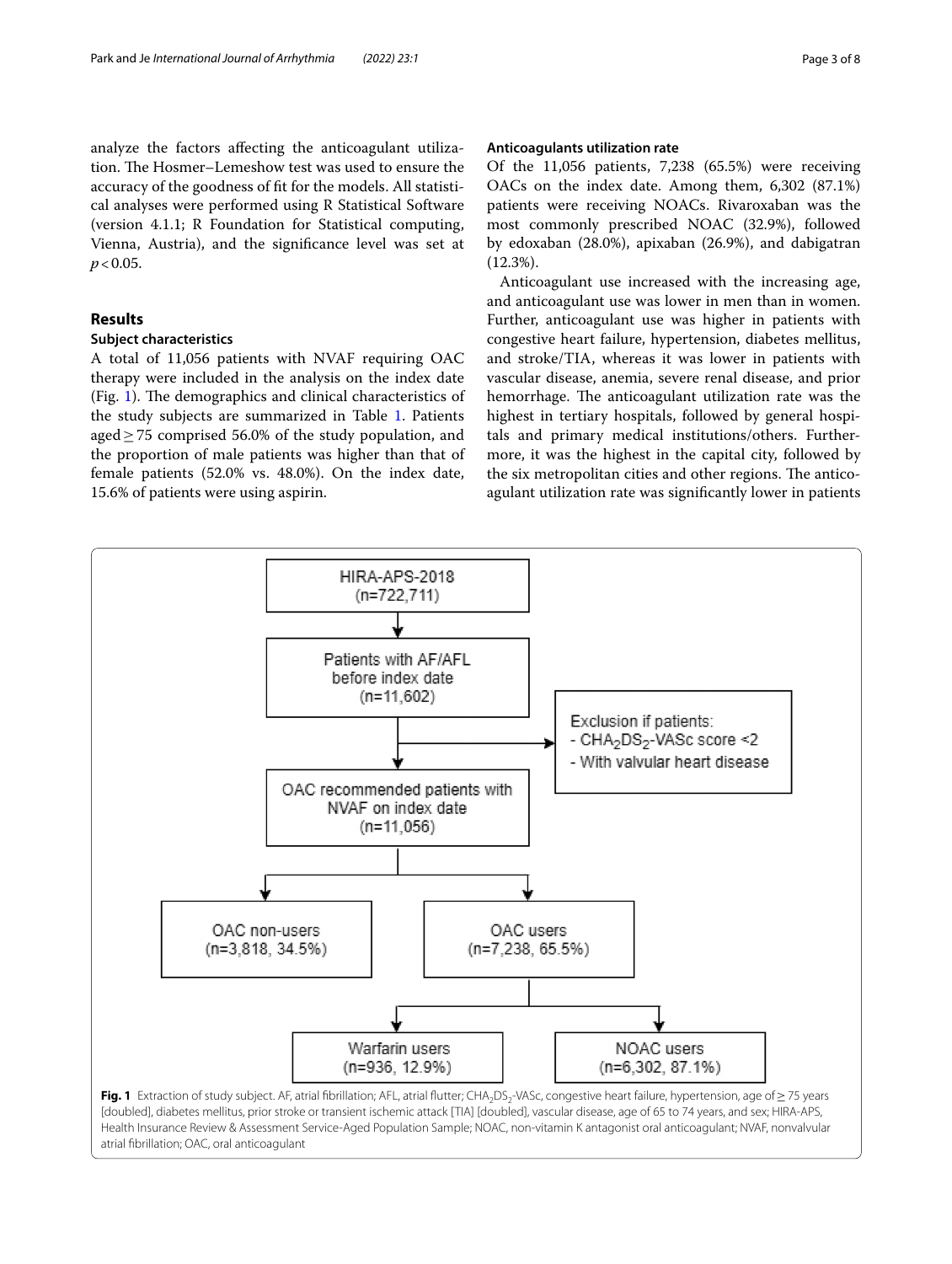analyze the factors affecting the anticoagulant utilization. The Hosmer–Lemeshow test was used to ensure the accuracy of the goodness of fit for the models. All statistical analyses were performed using R Statistical Software (version 4.1.1; R Foundation for Statistical computing, Vienna, Austria), and the significance level was set at $p < 0.05$.

## Results

### Subject characteristics

A total of 11,056 patients with NVAF requiring OAC therapy were included in the analysis on the index date (Fig. 1). The demographics and clinical characteristics of the study subjects are summarized in Table 1. Patients aged ≥ 75 comprised 56.0% of the study population, and the proportion of male patients was higher than that of female patients (52.0% vs. 48.0%). On the index date, 15.6% of patients were using aspirin.

### Anticoagulants utilization rate

Of the 11,056 patients, 7,238 (65.5%) were receiving OACs on the index date. Among them, 6,302 (87.1%) patients were receiving NOACs. Rivaroxaban was the most commonly prescribed NOAC (32.9%), followed by edoxaban (28.0%), apixaban (26.9%), and dabigatran (12.3%).

Anticoagulant use increased with the increasing age, and anticoagulant use was lower in men than in women. Further, anticoagulant use was higher in patients with congestive heart failure, hypertension, diabetes mellitus, and stroke/TIA, whereas it was lower in patients with vascular disease, anemia, severe renal disease, and prior hemorrhage. The anticoagulant utilization rate was the highest in tertiary hospitals, followed by general hospitals and primary medical institutions/others. Furthermore, it was the highest in the capital city, followed by the six metropolitan cities and other regions. The anticoagulant utilization rate was significantly lower in patients

HIRA-APS-2018 (n=722,711)

Patients with AF/AFL before index date (n=11,602)

Exclusion if patients:
- $CHA_2DS_2$-VASc score <2
- With valvular heart disease

OAC recommended patients with NVAF on index date (n=11,056)

OAC non-users (n=3,818, 34.5%)

OAC users (n=7,238, 65.5%)

Warfarin users (n=936, 12.9%)

NOAC users (n=6,302, 87.1%)

**Fig. 1** Extraction of study subject. AF, atrial fibrillation; AFL, atrial flutter; $CHA_2DS_2$-VASc, congestive heart failure, hypertension, age of ≥ 75 years [doubled], diabetes mellitus, prior stroke or transient ischemic attack [TIA] [doubled], vascular disease, age of 65 to 74 years, and sex; HIRA-APS, Health Insurance Review & Assessment Service-Aged Population Sample; NOAC, non-vitamin K antagonist oral anticoagulant; NVAF, nonvalvular atrial fibrillation; OAC, oral anticoagulant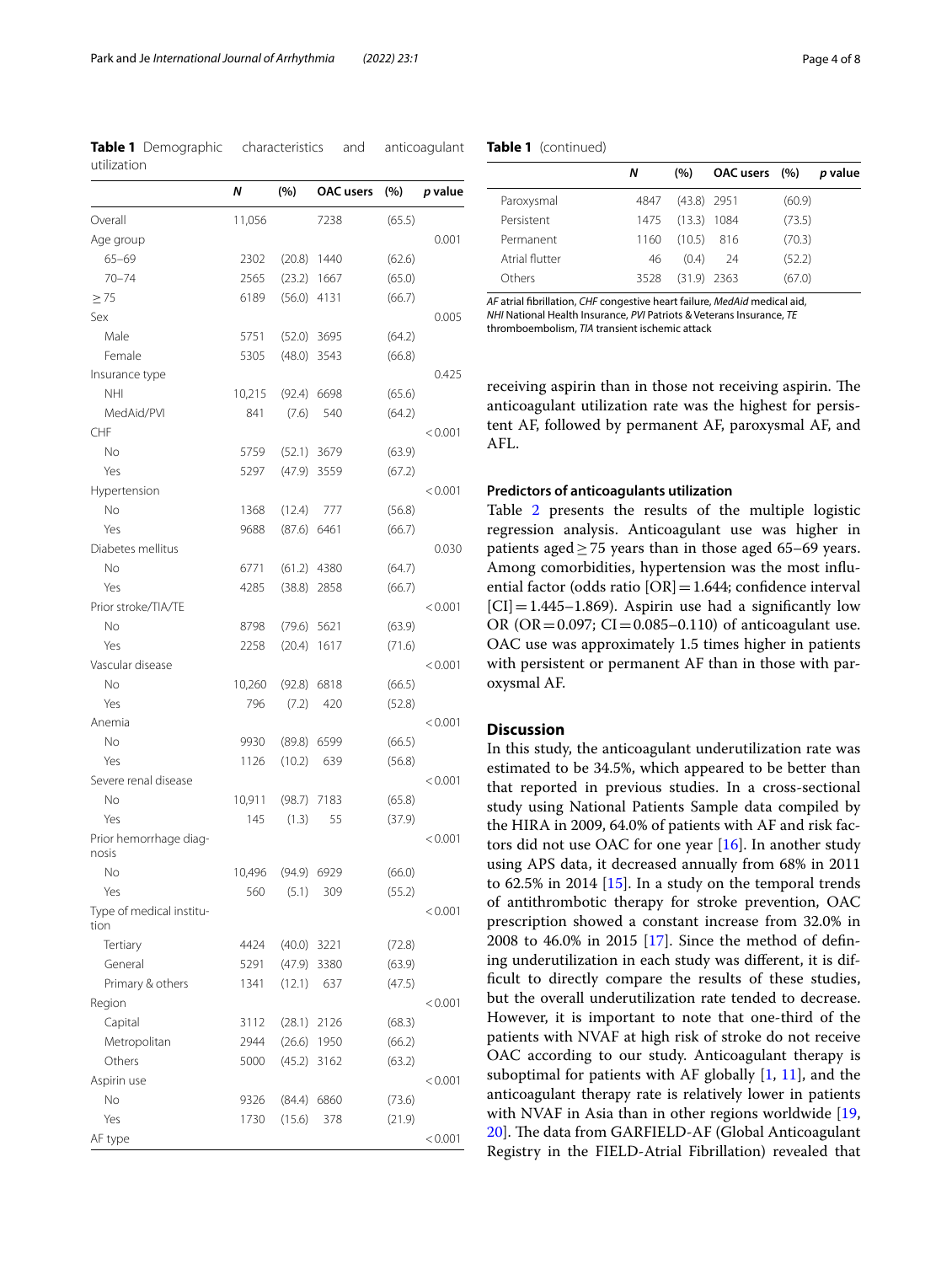**Table 1** Demographic characteristics and anticoagulant utilization

| | N | (%) | OAC users | (%) | p value |
|---|---|---|---|---|---|
| Overall | 11,056 | | 7238 | (65.5) | |
| Age group | | | | | 0.001 |
| 65–69 | 2302 | (20.8) | 1440 | (62.6) | |
| 70–74 | 2565 | (23.2) | 1667 | (65.0) | |
| ≥ 75 | 6189 | (56.0) | 4131 | (66.7) | |
| Sex | | | | | 0.005 |
| Male | 5751 | (52.0) | 3695 | (64.2) | |
| Female | 5305 | (48.0) | 3543 | (66.8) | |
| Insurance type | | | | | 0.425 |
| NHI | 10,215 | (92.4) | 6698 | (65.6) | |
| MedAid/PVI | 841 | (7.6) | 540 | (64.2) | |
| CHF | | | | | < 0.001 |
| No | 5759 | (52.1) | 3679 | (63.9) | |
| Yes | 5297 | (47.9) | 3559 | (67.2) | |
| Hypertension | | | | | < 0.001 |
| No | 1368 | (12.4) | 777 | (56.8) | |
| Yes | 9688 | (87.6) | 6461 | (66.7) | |
| Diabetes mellitus | | | | | 0.030 |
| No | 6771 | (61.2) | 4380 | (64.7) | |
| Yes | 4285 | (38.8) | 2858 | (66.7) | |
| Prior stroke/TIA/TE | | | | | < 0.001 |
| No | 8798 | (79.6) | 5621 | (63.9) | |
| Yes | 2258 | (20.4) | 1617 | (71.6) | |
| Vascular disease | | | | | < 0.001 |
| No | 10,260 | (92.8) | 6818 | (66.5) | |
| Yes | 796 | (7.2) | 420 | (52.8) | |
| Anemia | | | | | < 0.001 |
| No | 9930 | (89.8) | 6599 | (66.5) | |
| Yes | 1126 | (10.2) | 639 | (56.8) | |
| Severe renal disease | | | | | < 0.001 |
| No | 10,911 | (98.7) | 7183 | (65.8) | |
| Yes | 145 | (1.3) | 55 | (37.9) | |
| Prior hemorrhage diagnosis | | | | | < 0.001 |
| No | 10,496 | (94.9) | 6929 | (66.0) | |
| Yes | 560 | (5.1) | 309 | (55.2) | |
| Type of medical institution | | | | | < 0.001 |
| Tertiary | 4424 | (40.0) | 3221 | (72.8) | |
| General | 5291 | (47.9) | 3380 | (63.9) | |
| Primary & others | 1341 | (12.1) | 637 | (47.5) | |
| Region | | | | | < 0.001 |
| Capital | 3112 | (28.1) | 2126 | (68.3) | |
| Metropolitan | 2944 | (26.6) | 1950 | (66.2) | |
| Others | 5000 | (45.2) | 3162 | (63.2) | |
| Aspirin use | | | | | < 0.001 |
| No | 9326 | (84.4) | 6860 | (73.6) | |
| Yes | 1730 | (15.6) | 378 | (21.9) | |
| AF type | | | | | < 0.001 |
| Paroxysmal | 4847 | (43.8) | 2951 | (60.9) | |
| Persistent | 1475 | (13.3) | 1084 | (73.5) | |
| Permanent | 1160 | (10.5) | 816 | (70.3) | |
| Atrial flutter | 46 | (0.4) | 24 | (52.2) | |
| Others | 3528 | (31.9) | 2363 | (67.0) | |

*AF* atrial fibrillation, *CHF* congestive heart failure, *MedAid* medical aid, *NHI* National Health Insurance, *PVI* Patriots & Veterans Insurance, *TE* thromboembolism, *TIA* transient ischemic attack

receiving aspirin than in those not receiving aspirin. The anticoagulant utilization rate was the highest for persistent AF, followed by permanent AF, paroxysmal AF, and AFL.

### Predictors of anticoagulants utilization

Table 2 presents the results of the multiple logistic regression analysis. Anticoagulant use was higher in patients aged ≥ 75 years than in those aged 65–69 years. Among comorbidities, hypertension was the most influential factor (odds ratio [OR] = 1.644; confidence interval [CI] = 1.445–1.869). Aspirin use had a significantly low OR (OR = 0.097; CI = 0.085–0.110) of anticoagulant use. OAC use was approximately 1.5 times higher in patients with persistent or permanent AF than in those with paroxysmal AF.

## Discussion

In this study, the anticoagulant underutilization rate was estimated to be 34.5%, which appeared to be better than that reported in previous studies. In a cross-sectional study using National Patients Sample data compiled by the HIRA in 2009, 64.0% of patients with AF and risk factors did not use OAC for one year [16]. In another study using APS data, it decreased annually from 68% in 2011 to 62.5% in 2014 [15]. In a study on the temporal trends of antithrombotic therapy for stroke prevention, OAC prescription showed a constant increase from 32.0% in 2008 to 46.0% in 2015 [17]. Since the method of defining underutilization in each study was different, it is difficult to directly compare the results of these studies, but the overall underutilization rate tended to decrease. However, it is important to note that one-third of the patients with NVAF at high risk of stroke do not receive OAC according to our study. Anticoagulant therapy is suboptimal for patients with AF globally [1, 11], and the anticoagulant therapy rate is relatively lower in patients with NVAF in Asia than in other regions worldwide [19, 20]. The data from GARFIELD-AF (Global Anticoagulant Registry in the FIELD-Atrial Fibrillation) revealed that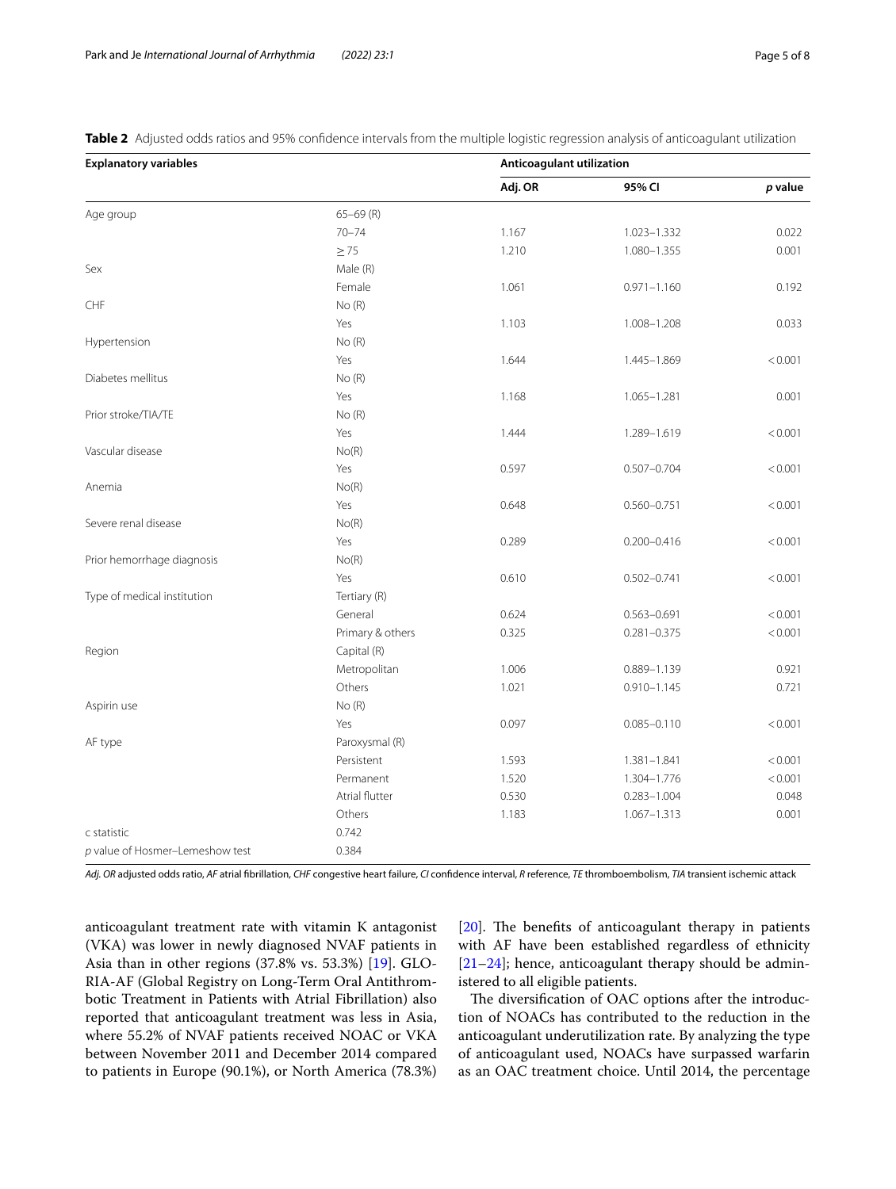**Table 2** Adjusted odds ratios and 95% confidence intervals from the multiple logistic regression analysis of anticoagulant utilization

| Explanatory variables | | Anticoagulant utilization | | |
|---|---|---|---|---|
| | | Adj. OR | 95% CI | *p* value |
| Age group | 65–69 (R) | | | |
| | 70–74 | 1.167 | 1.023–1.332 | 0.022 |
| | ≥ 75 | 1.210 | 1.080–1.355 | 0.001 |
| Sex | Male (R) | | | |
| | Female | 1.061 | 0.971–1.160 | 0.192 |
| CHF | No (R) | | | |
| | Yes | 1.103 | 1.008–1.208 | 0.033 |
| Hypertension | No (R) | | | |
| | Yes | 1.644 | 1.445–1.869 | < 0.001 |
| Diabetes mellitus | No (R) | | | |
| | Yes | 1.168 | 1.065–1.281 | 0.001 |
| Prior stroke/TIA/TE | No (R) | | | |
| | Yes | 1.444 | 1.289–1.619 | < 0.001 |
| Vascular disease | No(R) | | | |
| | Yes | 0.597 | 0.507–0.704 | < 0.001 |
| Anemia | No(R) | | | |
| | Yes | 0.648 | 0.560–0.751 | < 0.001 |
| Severe renal disease | No(R) | | | |
| | Yes | 0.289 | 0.200–0.416 | < 0.001 |
| Prior hemorrhage diagnosis | No(R) | | | |
| | Yes | 0.610 | 0.502–0.741 | < 0.001 |
| Type of medical institution | Tertiary (R) | | | |
| | General | 0.624 | 0.563–0.691 | < 0.001 |
| | Primary & others | 0.325 | 0.281–0.375 | < 0.001 |
| Region | Capital (R) | | | |
| | Metropolitan | 1.006 | 0.889–1.139 | 0.921 |
| | Others | 1.021 | 0.910–1.145 | 0.721 |
| Aspirin use | No (R) | | | |
| | Yes | 0.097 | 0.085–0.110 | < 0.001 |
| AF type | Paroxysmal (R) | | | |
| | Persistent | 1.593 | 1.381–1.841 | < 0.001 |
| | Permanent | 1.520 | 1.304–1.776 | < 0.001 |
| | Atrial flutter | 0.530 | 0.283–1.004 | 0.048 |
| | Others | 1.183 | 1.067–1.313 | 0.001 |
| c statistic | 0.742 | | | |
| *p* value of Hosmer–Lemeshow test | 0.384 | | | |

*Adj. OR* adjusted odds ratio, *AF* atrial fibrillation, *CHF* congestive heart failure, *CI* confidence interval, *R* reference, *TE* thromboembolism, *TIA* transient ischemic attack

anticoagulant treatment rate with vitamin K antagonist (VKA) was lower in newly diagnosed NVAF patients in Asia than in other regions (37.8% vs. 53.3%) [19]. GLORIA-AF (Global Registry on Long-Term Oral Antithrombotic Treatment in Patients with Atrial Fibrillation) also reported that anticoagulant treatment was less in Asia, where 55.2% of NVAF patients received NOAC or VKA between November 2011 and December 2014 compared to patients in Europe (90.1%), or North America (78.3%) [20]. The benefits of anticoagulant therapy in patients with AF have been established regardless of ethnicity [21–24]; hence, anticoagulant therapy should be administered to all eligible patients.

The diversification of OAC options after the introduction of NOACs has contributed to the reduction in the anticoagulant underutilization rate. By analyzing the type of anticoagulant used, NOACs have surpassed warfarin as an OAC treatment choice. Until 2014, the percentage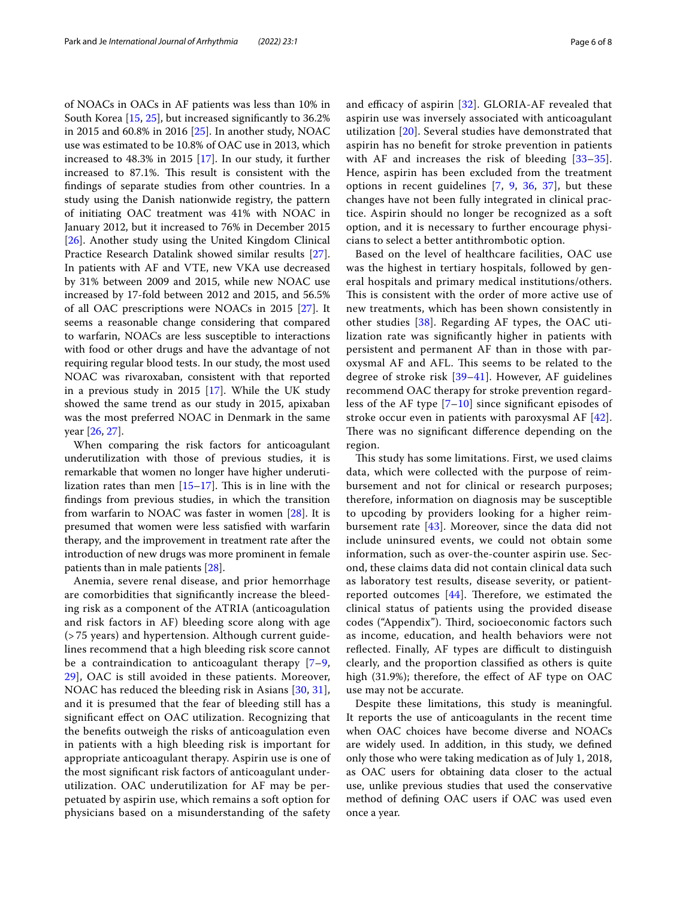of NOACs in OACs in AF patients was less than 10% in South Korea [15, 25], but increased significantly to 36.2% in 2015 and 60.8% in 2016 [25]. In another study, NOAC use was estimated to be 10.8% of OAC use in 2013, which increased to 48.3% in 2015 [17]. In our study, it further increased to 87.1%. This result is consistent with the findings of separate studies from other countries. In a study using the Danish nationwide registry, the pattern of initiating OAC treatment was 41% with NOAC in January 2012, but it increased to 76% in December 2015 [26]. Another study using the United Kingdom Clinical Practice Research Datalink showed similar results [27]. In patients with AF and VTE, new VKA use decreased by 31% between 2009 and 2015, while new NOAC use increased by 17-fold between 2012 and 2015, and 56.5% of all OAC prescriptions were NOACs in 2015 [27]. It seems a reasonable change considering that compared to warfarin, NOACs are less susceptible to interactions with food or other drugs and have the advantage of not requiring regular blood tests. In our study, the most used NOAC was rivaroxaban, consistent with that reported in a previous study in 2015 [17]. While the UK study showed the same trend as our study in 2015, apixaban was the most preferred NOAC in Denmark in the same year [26, 27].

When comparing the risk factors for anticoagulant underutilization with those of previous studies, it is remarkable that women no longer have higher underutilization rates than men [15–17]. This is in line with the findings from previous studies, in which the transition from warfarin to NOAC was faster in women [28]. It is presumed that women were less satisfied with warfarin therapy, and the improvement in treatment rate after the introduction of new drugs was more prominent in female patients than in male patients [28].

Anemia, severe renal disease, and prior hemorrhage are comorbidities that significantly increase the bleeding risk as a component of the ATRIA (anticoagulation and risk factors in AF) bleeding score along with age (>75 years) and hypertension. Although current guidelines recommend that a high bleeding risk score cannot be a contraindication to anticoagulant therapy [7–9, 29], OAC is still avoided in these patients. Moreover, NOAC has reduced the bleeding risk in Asians [30, 31], and it is presumed that the fear of bleeding still has a significant effect on OAC utilization. Recognizing that the benefits outweigh the risks of anticoagulation even in patients with a high bleeding risk is important for appropriate anticoagulant therapy. Aspirin use is one of the most significant risk factors of anticoagulant underutilization. OAC underutilization for AF may be perpetuated by aspirin use, which remains a soft option for physicians based on a misunderstanding of the safety and efficacy of aspirin [32]. GLORIA-AF revealed that aspirin use was inversely associated with anticoagulant utilization [20]. Several studies have demonstrated that aspirin has no benefit for stroke prevention in patients with AF and increases the risk of bleeding [33–35]. Hence, aspirin has been excluded from the treatment options in recent guidelines [7, 9, 36, 37], but these changes have not been fully integrated in clinical practice. Aspirin should no longer be recognized as a soft option, and it is necessary to further encourage physicians to select a better antithrombotic option.

Based on the level of healthcare facilities, OAC use was the highest in tertiary hospitals, followed by general hospitals and primary medical institutions/others. This is consistent with the order of more active use of new treatments, which has been shown consistently in other studies [38]. Regarding AF types, the OAC utilization rate was significantly higher in patients with persistent and permanent AF than in those with paroxysmal AF and AFL. This seems to be related to the degree of stroke risk [39–41]. However, AF guidelines recommend OAC therapy for stroke prevention regardless of the AF type [7–10] since significant episodes of stroke occur even in patients with paroxysmal AF [42]. There was no significant difference depending on the region.

This study has some limitations. First, we used claims data, which were collected with the purpose of reimbursement and not for clinical or research purposes; therefore, information on diagnosis may be susceptible to upcoding by providers looking for a higher reimbursement rate [43]. Moreover, since the data did not include uninsured events, we could not obtain some information, such as over-the-counter aspirin use. Second, these claims data did not contain clinical data such as laboratory test results, disease severity, or patient-reported outcomes [44]. Therefore, we estimated the clinical status of patients using the provided disease codes ("Appendix"). Third, socioeconomic factors such as income, education, and health behaviors were not reflected. Finally, AF types are difficult to distinguish clearly, and the proportion classified as others is quite high (31.9%); therefore, the effect of AF type on OAC use may not be accurate.

Despite these limitations, this study is meaningful. It reports the use of anticoagulants in the recent time when OAC choices have become diverse and NOACs are widely used. In addition, in this study, we defined only those who were taking medication as of July 1, 2018, as OAC users for obtaining data closer to the actual use, unlike previous studies that used the conservative method of defining OAC users if OAC was used even once a year.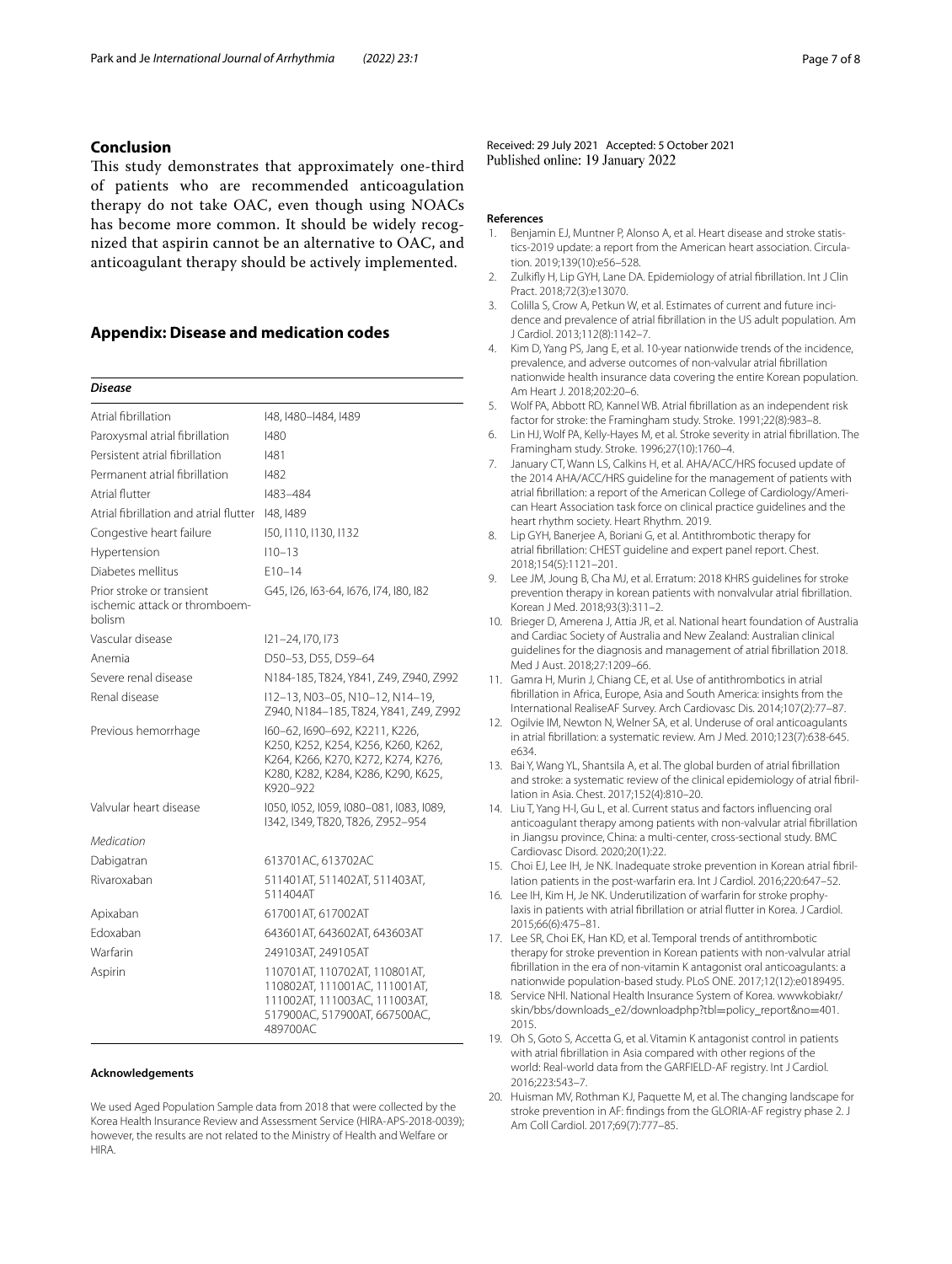## Conclusion

This study demonstrates that approximately one-third of patients who are recommended anticoagulation therapy do not take OAC, even though using NOACs has become more common. It should be widely recognized that aspirin cannot be an alternative to OAC, and anticoagulant therapy should be actively implemented.

## Appendix: Disease and medication codes

| *Disease* | |
|---|---|
| Atrial fibrillation | I48, I480–I484, I489 |
| Paroxysmal atrial fibrillation | I480 |
| Persistent atrial fibrillation | I481 |
| Permanent atrial fibrillation | I482 |
| Atrial flutter | I483–484 |
| Atrial fibrillation and atrial flutter | I48, I489 |
| Congestive heart failure | I50, I110, I130, I132 |
| Hypertension | I10–13 |
| Diabetes mellitus | E10–14 |
| Prior stroke or transient ischemic attack or thromboembolism | G45, I26, I63-64, I676, I74, I80, I82 |
| Vascular disease | I21–24, I70, I73 |
| Anemia | D50–53, D55, D59–64 |
| Severe renal disease | N184-185, T824, Y841, Z49, Z940, Z992 |
| Renal disease | I12–13, N03–05, N10–12, N14–19, Z940, N184–185, T824, Y841, Z49, Z992 |
| Previous hemorrhage | I60–62, I690–692, K2211, K226, K250, K252, K254, K256, K260, K262, K264, K266, K270, K272, K274, K276, K280, K282, K284, K286, K290, K625, K920–922 |
| Valvular heart disease | I050, I052, I059, I080–081, I083, I089, I342, I349, T820, T826, Z952–954 |
| *Medication* | |
| Dabigatran | 613701AC, 613702AC |
| Rivaroxaban | 511401AT, 511402AT, 511403AT, 511404AT |
| Apixaban | 617001AT, 617002AT |
| Edoxaban | 643601AT, 643602AT, 643603AT |
| Warfarin | 249103AT, 249105AT |
| Aspirin | 110701AT, 110702AT, 110801AT, 110802AT, 111001AC, 111001AT, 111002AT, 111003AC, 111003AT, 517900AC, 517900AT, 667500AC, 489700AC |

#### Acknowledgements

We used Aged Population Sample data from 2018 that were collected by the Korea Health Insurance Review and Assessment Service (HIRA-APS-2018-0039); however, the results are not related to the Ministry of Health and Welfare or HIRA.

Received: 29 July 2021 Accepted: 5 October 2021
Published online: 19 January 2022

#### References

1. Benjamin EJ, Muntner P, Alonso A, et al. Heart disease and stroke statistics-2019 update: a report from the American heart association. Circulation. 2019;139(10):e56–528.
2. Zulkifly H, Lip GYH, Lane DA. Epidemiology of atrial fibrillation. Int J Clin Pract. 2018;72(3):e13070.
3. Colilla S, Crow A, Petkun W, et al. Estimates of current and future incidence and prevalence of atrial fibrillation in the US adult population. Am J Cardiol. 2013;112(8):1142–7.
4. Kim D, Yang PS, Jang E, et al. 10-year nationwide trends of the incidence, prevalence, and adverse outcomes of non-valvular atrial fibrillation nationwide health insurance data covering the entire Korean population. Am Heart J. 2018;202:20–6.
5. Wolf PA, Abbott RD, Kannel WB. Atrial fibrillation as an independent risk factor for stroke: the Framingham study. Stroke. 1991;22(8):983–8.
6. Lin HJ, Wolf PA, Kelly-Hayes M, et al. Stroke severity in atrial fibrillation. The Framingham study. Stroke. 1996;27(10):1760–4.
7. January CT, Wann LS, Calkins H, et al. AHA/ACC/HRS focused update of the 2014 AHA/ACC/HRS guideline for the management of patients with atrial fibrillation: a report of the American College of Cardiology/American Heart Association task force on clinical practice guidelines and the heart rhythm society. Heart Rhythm. 2019.
8. Lip GYH, Banerjee A, Boriani G, et al. Antithrombotic therapy for atrial fibrillation: CHEST guideline and expert panel report. Chest. 2018;154(5):1121–201.
9. Lee JM, Joung B, Cha MJ, et al. Erratum: 2018 KHRS guidelines for stroke prevention therapy in korean patients with nonvalvular atrial fibrillation. Korean J Med. 2018;93(3):311–2.
10. Brieger D, Amerena J, Attia JR, et al. National heart foundation of Australia and Cardiac Society of Australia and New Zealand: Australian clinical guidelines for the diagnosis and management of atrial fibrillation 2018. Med J Aust. 2018;27:1209–66.
11. Gamra H, Murin J, Chiang CE, et al. Use of antithrombotics in atrial fibrillation in Africa, Europe, Asia and South America: insights from the International RealiseAF Survey. Arch Cardiovasc Dis. 2014;107(2):77–87.
12. Ogilvie IM, Newton N, Welner SA, et al. Underuse of oral anticoagulants in atrial fibrillation: a systematic review. Am J Med. 2010;123(7):638-645.e634.
13. Bai Y, Wang YL, Shantsila A, et al. The global burden of atrial fibrillation and stroke: a systematic review of the clinical epidemiology of atrial fibrillation in Asia. Chest. 2017;152(4):810–20.
14. Liu T, Yang H-l, Gu L, et al. Current status and factors influencing oral anticoagulant therapy among patients with non-valvular atrial fibrillation in Jiangsu province, China: a multi-center, cross-sectional study. BMC Cardiovasc Disord. 2020;20(1):22.
15. Choi EJ, Lee IH, Je NK. Inadequate stroke prevention in Korean atrial fibrillation patients in the post-warfarin era. Int J Cardiol. 2016;220:647–52.
16. Lee IH, Kim H, Je NK. Underutilization of warfarin for stroke prophylaxis in patients with atrial fibrillation or atrial flutter in Korea. J Cardiol. 2015;66(6):475–81.
17. Lee SR, Choi EK, Han KD, et al. Temporal trends of antithrombotic therapy for stroke prevention in Korean patients with non-valvular atrial fibrillation in the era of non-vitamin K antagonist oral anticoagulants: a nationwide population-based study. PLoS ONE. 2017;12(12):e0189495.
18. Service NHI. National Health Insurance System of Korea. wwwkobiakr/skin/bbs/downloads_e2/downloadphp?tbl=policy_report&no=401. 2015.
19. Oh S, Goto S, Accetta G, et al. Vitamin K antagonist control in patients with atrial fibrillation in Asia compared with other regions of the world: Real-world data from the GARFIELD-AF registry. Int J Cardiol. 2016;223:543–7.
20. Huisman MV, Rothman KJ, Paquette M, et al. The changing landscape for stroke prevention in AF: findings from the GLORIA-AF registry phase 2. J Am Coll Cardiol. 2017;69(7):777–85.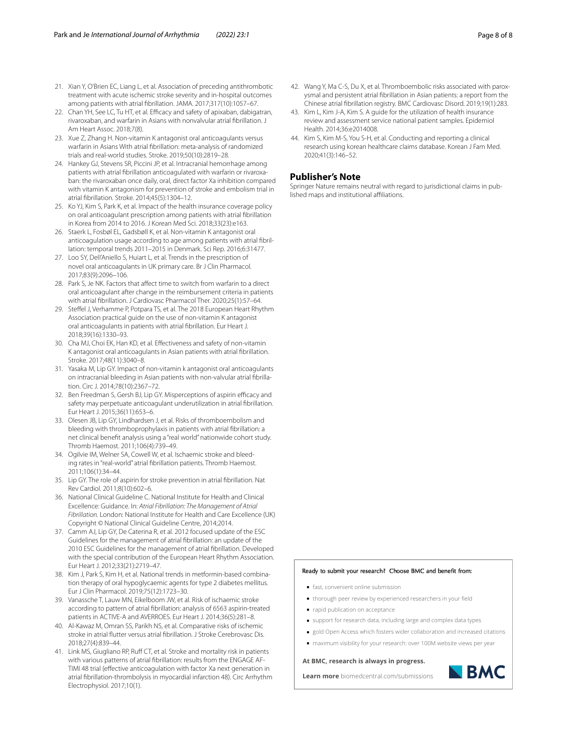21. Xian Y, O'Brien EC, Liang L, et al. Association of preceding antithrombotic treatment with acute ischemic stroke severity and in-hospital outcomes among patients with atrial fibrillation. JAMA. 2017;317(10):1057–67.
22. Chan YH, See LC, Tu HT, et al. Efficacy and safety of apixaban, dabigatran, rivaroxaban, and warfarin in Asians with nonvalvular atrial fibrillation. J Am Heart Assoc. 2018;7(8).
23. Xue Z, Zhang H. Non-vitamin K antagonist oral anticoagulants versus warfarin in Asians With atrial fibrillation: meta-analysis of randomized trials and real-world studies. Stroke. 2019;50(10):2819–28.
24. Hankey GJ, Stevens SR, Piccini JP, et al. Intracranial hemorrhage among patients with atrial fibrillation anticoagulated with warfarin or rivaroxaban: the rivaroxaban once daily, oral, direct factor Xa inhibition compared with vitamin K antagonism for prevention of stroke and embolism trial in atrial fibrillation. Stroke. 2014;45(5):1304–12.
25. Ko YJ, Kim S, Park K, et al. Impact of the health insurance coverage policy on oral anticoagulant prescription among patients with atrial fibrillation in Korea from 2014 to 2016. J Korean Med Sci. 2018;33(23):e163.
26. Staerk L, Fosbøl EL, Gadsbøll K, et al. Non-vitamin K antagonist oral anticoagulation usage according to age among patients with atrial fibrillation: temporal trends 2011–2015 in Denmark. Sci Rep. 2016;6:31477.
27. Loo SY, Dell'Aniello S, Huiart L, et al. Trends in the prescription of novel oral anticoagulants in UK primary care. Br J Clin Pharmacol. 2017;83(9):2096–106.
28. Park S, Je NK. Factors that affect time to switch from warfarin to a direct oral anticoagulant after change in the reimbursement criteria in patients with atrial fibrillation. J Cardiovasc Pharmacol Ther. 2020;25(1):57–64.
29. Steffel J, Verhamme P, Potpara TS, et al. The 2018 European Heart Rhythm Association practical guide on the use of non-vitamin K antagonist oral anticoagulants in patients with atrial fibrillation. Eur Heart J. 2018;39(16):1330–93.
30. Cha MJ, Choi EK, Han KD, et al. Effectiveness and safety of non-vitamin K antagonist oral anticoagulants in Asian patients with atrial fibrillation. Stroke. 2017;48(11):3040–8.
31. Yasaka M, Lip GY. Impact of non-vitamin k antagonist oral anticoagulants on intracranial bleeding in Asian patients with non-valvular atrial fibrillation. Circ J. 2014;78(10):2367–72.
32. Ben Freedman S, Gersh BJ, Lip GY. Misperceptions of aspirin efficacy and safety may perpetuate anticoagulant underutilization in atrial fibrillation. Eur Heart J. 2015;36(11):653–6.
33. Olesen JB, Lip GY, Lindhardsen J, et al. Risks of thromboembolism and bleeding with thromboprophylaxis in patients with atrial fibrillation: a net clinical benefit analysis using a "real world" nationwide cohort study. Thromb Haemost. 2011;106(4):739–49.
34. Ogilvie IM, Welner SA, Cowell W, et al. Ischaemic stroke and bleeding rates in "real-world" atrial fibrillation patients. Thromb Haemost. 2011;106(1):34–44.
35. Lip GY. The role of aspirin for stroke prevention in atrial fibrillation. Nat Rev Cardiol. 2011;8(10):602–6.
36. National Clinical Guideline C. National Institute for Health and Clinical Excellence: Guidance. In: *Atrial Fibrillation: The Management of Atrial Fibrillation.* London: National Institute for Health and Care Excellence (UK) Copyright © National Clinical Guideline Centre, 2014;2014.
37. Camm AJ, Lip GY, De Caterina R, et al. 2012 focused update of the ESC Guidelines for the management of atrial fibrillation: an update of the 2010 ESC Guidelines for the management of atrial fibrillation. Developed with the special contribution of the European Heart Rhythm Association. Eur Heart J. 2012;33(21):2719–47.
38. Kim J, Park S, Kim H, et al. National trends in metformin-based combination therapy of oral hypoglycaemic agents for type 2 diabetes mellitus. Eur J Clin Pharmacol. 2019;75(12):1723–30.
39. Vanassche T, Lauw MN, Eikelboom JW, et al. Risk of ischaemic stroke according to pattern of atrial fibrillation: analysis of 6563 aspirin-treated patients in ACTIVE-A and AVERROES. Eur Heart J. 2014;36(5):281–8.
40. Al-Kawaz M, Omran SS, Parikh NS, et al. Comparative risks of ischemic stroke in atrial flutter versus atrial fibrillation. J Stroke Cerebrovasc Dis. 2018;27(4):839–44.
41. Link MS, Giugliano RP, Ruff CT, et al. Stroke and mortality risk in patients with various patterns of atrial fibrillation: results from the ENGAGE AF-TIMI 48 trial (effective anticoagulation with factor Xa next generation in atrial fibrillation-thrombolysis in myocardial infarction 48). Circ Arrhythm Electrophysiol. 2017;10(1).
42. Wang Y, Ma C-S, Du X, et al. Thromboembolic risks associated with paroxysmal and persistent atrial fibrillation in Asian patients: a report from the Chinese atrial fibrillation registry. BMC Cardiovasc Disord. 2019;19(1):283.
43. Kim L, Kim J-A, Kim S. A guide for the utilization of health insurance review and assessment service national patient samples. Epidemiol Health. 2014;36:e2014008.
44. Kim S, Kim M-S, You S-H, et al. Conducting and reporting a clinical research using korean healthcare claims database. Korean J Fam Med. 2020;41(3):146–52.

## Publisher's Note

Springer Nature remains neutral with regard to jurisdictional claims in published maps and institutional affiliations.

Ready to submit your research? Choose BMC and benefit from:

- fast, convenient online submission
- thorough peer review by experienced researchers in your field
- rapid publication on acceptance
- support for research data, including large and complex data types
- gold Open Access which fosters wider collaboration and increased citations
- maximum visibility for your research: over 100M website views per year

**At BMC, research is always in progress.**

**Learn more** biomedcentral.com/submissions